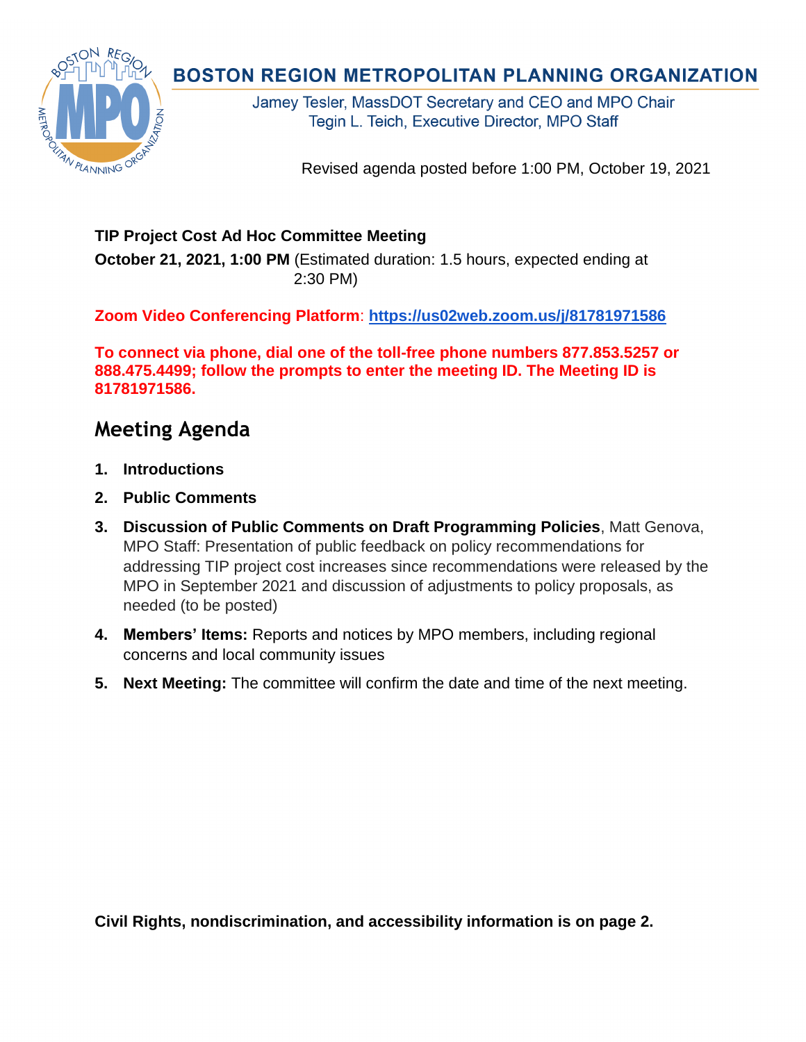# BOSTON REGION METROPOLITAN PLANNING ORGANIZATION

Jamey Tesler, MassDOT Secretary and CEO and MPO Chair
Tegin L. Teich, Executive Director, MPO Staff

Revised agenda posted before 1:00 PM, October 19, 2021

**TIP Project Cost Ad Hoc Committee Meeting**

**October 21, 2021, 1:00 PM** (Estimated duration: 1.5 hours, expected ending at 2:30 PM)

**Zoom Video Conferencing Platform**: **https://us02web.zoom.us/j/81781971586**

**To connect via phone, dial one of the toll-free phone numbers 877.853.5257 or 888.475.4499; follow the prompts to enter the meeting ID. The Meeting ID is 81781971586.**

## Meeting Agenda

1. **Introductions**
2. **Public Comments**
3. **Discussion of Public Comments on Draft Programming Policies**, Matt Genova, MPO Staff: Presentation of public feedback on policy recommendations for addressing TIP project cost increases since recommendations were released by the MPO in September 2021 and discussion of adjustments to policy proposals, as needed (to be posted)
4. **Members' Items:** Reports and notices by MPO members, including regional concerns and local community issues
5. **Next Meeting:** The committee will confirm the date and time of the next meeting.

**Civil Rights, nondiscrimination, and accessibility information is on page 2.**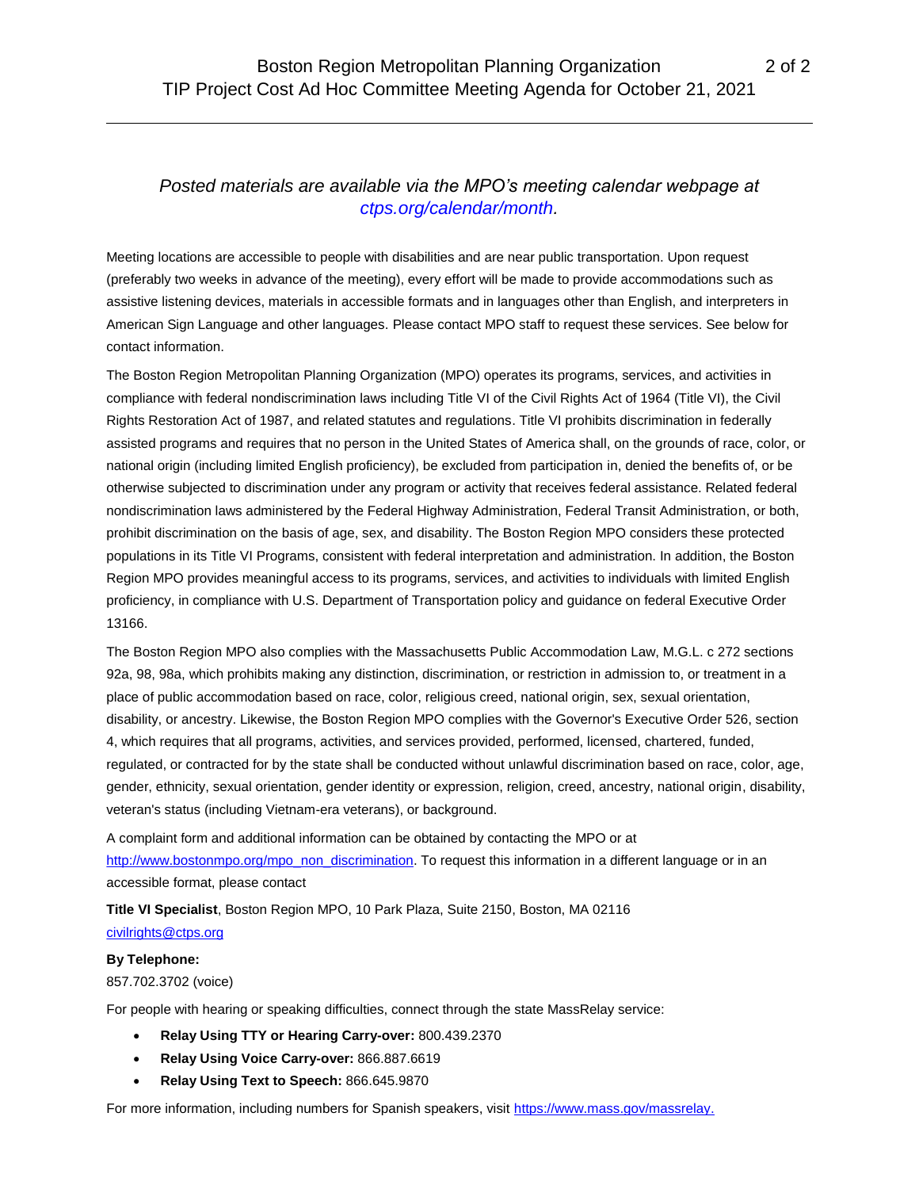*Posted materials are available via the MPO's meeting calendar webpage at [ctps.org/calendar/month](ctps.org/calendar/month).*

Meeting locations are accessible to people with disabilities and are near public transportation. Upon request (preferably two weeks in advance of the meeting), every effort will be made to provide accommodations such as assistive listening devices, materials in accessible formats and in languages other than English, and interpreters in American Sign Language and other languages. Please contact MPO staff to request these services. See below for contact information.

The Boston Region Metropolitan Planning Organization (MPO) operates its programs, services, and activities in compliance with federal nondiscrimination laws including Title VI of the Civil Rights Act of 1964 (Title VI), the Civil Rights Restoration Act of 1987, and related statutes and regulations. Title VI prohibits discrimination in federally assisted programs and requires that no person in the United States of America shall, on the grounds of race, color, or national origin (including limited English proficiency), be excluded from participation in, denied the benefits of, or be otherwise subjected to discrimination under any program or activity that receives federal assistance. Related federal nondiscrimination laws administered by the Federal Highway Administration, Federal Transit Administration, or both, prohibit discrimination on the basis of age, sex, and disability. The Boston Region MPO considers these protected populations in its Title VI Programs, consistent with federal interpretation and administration. In addition, the Boston Region MPO provides meaningful access to its programs, services, and activities to individuals with limited English proficiency, in compliance with U.S. Department of Transportation policy and guidance on federal Executive Order 13166.

The Boston Region MPO also complies with the Massachusetts Public Accommodation Law, M.G.L. c 272 sections 92a, 98, 98a, which prohibits making any distinction, discrimination, or restriction in admission to, or treatment in a place of public accommodation based on race, color, religious creed, national origin, sex, sexual orientation, disability, or ancestry. Likewise, the Boston Region MPO complies with the Governor's Executive Order 526, section 4, which requires that all programs, activities, and services provided, performed, licensed, chartered, funded, regulated, or contracted for by the state shall be conducted without unlawful discrimination based on race, color, age, gender, ethnicity, sexual orientation, gender identity or expression, religion, creed, ancestry, national origin, disability, veteran's status (including Vietnam-era veterans), or background.

A complaint form and additional information can be obtained by contacting the MPO or at [http://www.bostonmpo.org/mpo_non_discrimination](http://www.bostonmpo.org/mpo_non_discrimination). To request this information in a different language or in an accessible format, please contact

**Title VI Specialist**, Boston Region MPO, 10 Park Plaza, Suite 2150, Boston, MA 02116
[civilrights@ctps.org](mailto:civilrights@ctps.org)

**By Telephone:**
857.702.3702 (voice)

For people with hearing or speaking difficulties, connect through the state MassRelay service:

- **Relay Using TTY or Hearing Carry-over:** 800.439.2370
- **Relay Using Voice Carry-over:** 866.887.6619
- **Relay Using Text to Speech:** 866.645.9870

For more information, including numbers for Spanish speakers, visit [https://www.mass.gov/massrelay.](https://www.mass.gov/massrelay)